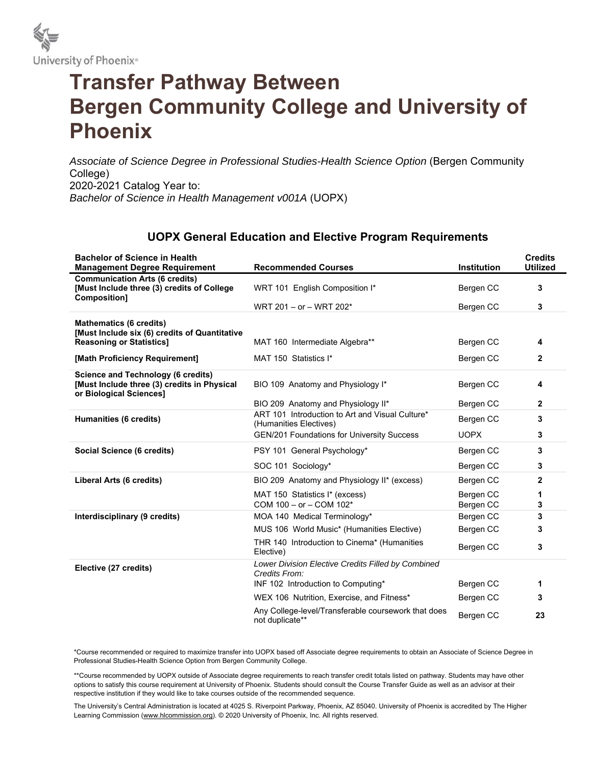University of Phoenix®

# Transfer Pathway Between Bergen Community College and University of Phoenix

*Associate of Science Degree in Professional Studies-Health Science Option* (Bergen Community College)
2020-2021 Catalog Year to:
*Bachelor of Science in Health Management v001A* (UOPX)

## UOPX General Education and Elective Program Requirements

| Bachelor of Science in Health Management Degree Requirement | Recommended Courses | Institution | Credits Utilized |
|---|---|---|---|
| **Communication Arts (6 credits) [Must Include three (3) credits of College Composition]** | WRT 101 English Composition I* | Bergen CC | **3** |
| | WRT 201 – or – WRT 202* | Bergen CC | **3** |
| **Mathematics (6 credits) [Must Include six (6) credits of Quantitative Reasoning or Statistics]** | MAT 160 Intermediate Algebra** | Bergen CC | **4** |
| **[Math Proficiency Requirement]** | MAT 150 Statistics I* | Bergen CC | **2** |
| **Science and Technology (6 credits) [Must Include three (3) credits in Physical or Biological Sciences]** | BIO 109 Anatomy and Physiology I* | Bergen CC | **4** |
| | BIO 209 Anatomy and Physiology II* | Bergen CC | **2** |
| **Humanities (6 credits)** | ART 101 Introduction to Art and Visual Culture* (Humanities Electives) | Bergen CC | **3** |
| | GEN/201 Foundations for University Success | UOPX | **3** |
| **Social Science (6 credits)** | PSY 101 General Psychology* | Bergen CC | **3** |
| | SOC 101 Sociology* | Bergen CC | **3** |
| **Liberal Arts (6 credits)** | BIO 209 Anatomy and Physiology II* (excess) | Bergen CC | **2** |
| | MAT 150 Statistics I* (excess) | Bergen CC | **1** |
| | COM 100 – or – COM 102* | Bergen CC | **3** |
| **Interdisciplinary (9 credits)** | MOA 140 Medical Terminology* | Bergen CC | **3** |
| | MUS 106 World Music* (Humanities Elective) | Bergen CC | **3** |
| | THR 140 Introduction to Cinema* (Humanities Elective) | Bergen CC | **3** |
| **Elective (27 credits)** | *Lower Division Elective Credits Filled by Combined Credits From:* | | |
| | INF 102 Introduction to Computing* | Bergen CC | **1** |
| | WEX 106 Nutrition, Exercise, and Fitness* | Bergen CC | **3** |
| | Any College-level/Transferable coursework that does not duplicate** | Bergen CC | **23** |

*Course recommended or required to maximize transfer into UOPX based off Associate degree requirements to obtain an Associate of Science Degree in Professional Studies-Health Science Option from Bergen Community College.

**Course recommended by UOPX outside of Associate degree requirements to reach transfer credit totals listed on pathway. Students may have other options to satisfy this course requirement at University of Phoenix. Students should consult the Course Transfer Guide as well as an advisor at their respective institution if they would like to take courses outside of the recommended sequence.

The University's Central Administration is located at 4025 S. Riverpoint Parkway, Phoenix, AZ 85040. University of Phoenix is accredited by The Higher Learning Commission (www.hlcommission.org). © 2020 University of Phoenix, Inc. All rights reserved.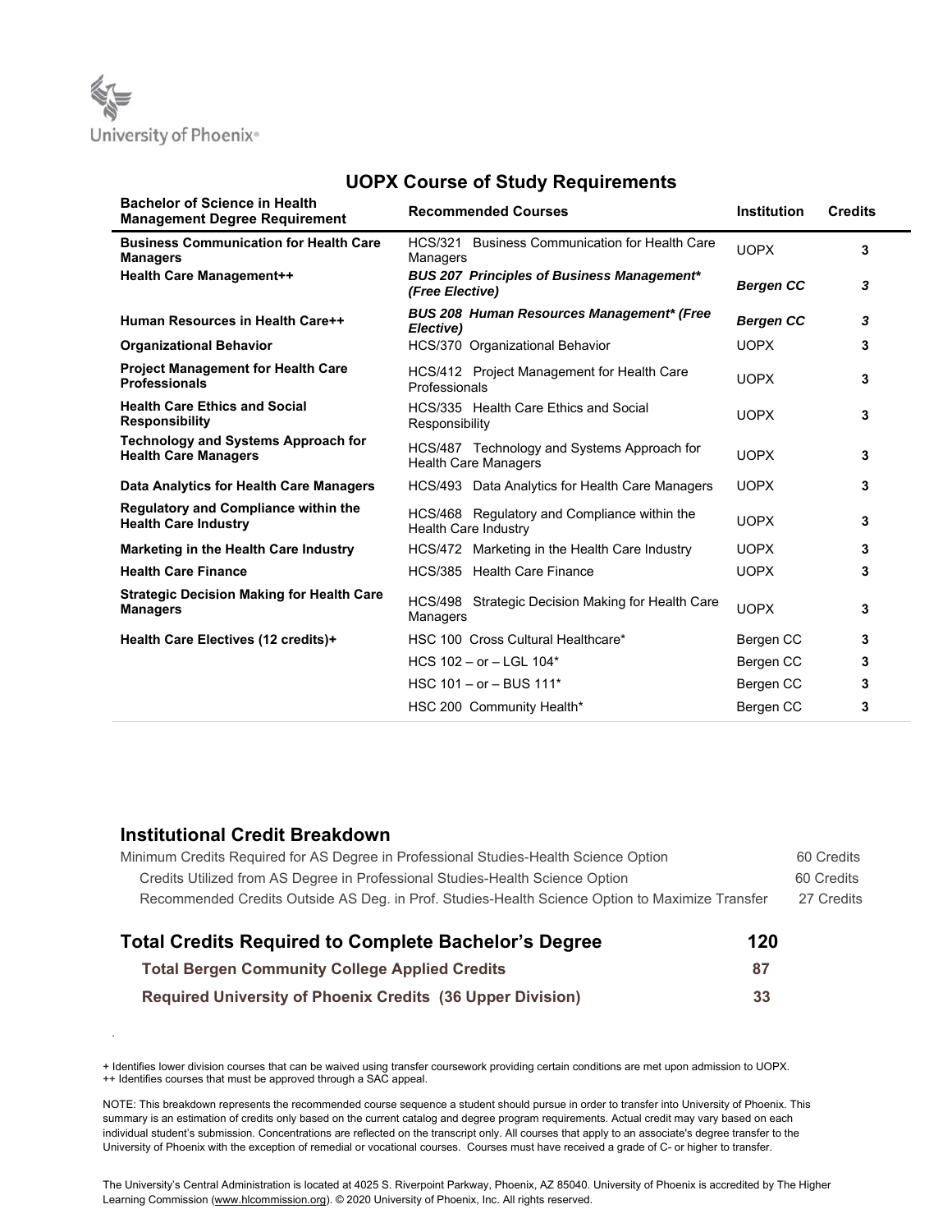## UOPX Course of Study Requirements

| Bachelor of Science in Health Management Degree Requirement | Recommended Courses | Institution | Credits |
|---|---|---|---|
| **Business Communication for Health Care Managers** | HCS/321 Business Communication for Health Care Managers | UOPX | **3** |
| **Health Care Management++** | ***BUS 207 Principles of Business Management\* (Free Elective)*** | ***Bergen CC*** | ***3*** |
| **Human Resources in Health Care++** | ***BUS 208 Human Resources Management\* (Free Elective)*** | ***Bergen CC*** | ***3*** |
| **Organizational Behavior** | HCS/370 Organizational Behavior | UOPX | **3** |
| **Project Management for Health Care Professionals** | HCS/412 Project Management for Health Care Professionals | UOPX | **3** |
| **Health Care Ethics and Social Responsibility** | HCS/335 Health Care Ethics and Social Responsibility | UOPX | **3** |
| **Technology and Systems Approach for Health Care Managers** | HCS/487 Technology and Systems Approach for Health Care Managers | UOPX | **3** |
| **Data Analytics for Health Care Managers** | HCS/493 Data Analytics for Health Care Managers | UOPX | **3** |
| **Regulatory and Compliance within the Health Care Industry** | HCS/468 Regulatory and Compliance within the Health Care Industry | UOPX | **3** |
| **Marketing in the Health Care Industry** | HCS/472 Marketing in the Health Care Industry | UOPX | **3** |
| **Health Care Finance** | HCS/385 Health Care Finance | UOPX | **3** |
| **Strategic Decision Making for Health Care Managers** | HCS/498 Strategic Decision Making for Health Care Managers | UOPX | **3** |
| **Health Care Electives (12 credits)+** | HSC 100 Cross Cultural Healthcare* | Bergen CC | **3** |
| | HCS 102 – or – LGL 104* | Bergen CC | **3** |
| | HSC 101 – or – BUS 111* | Bergen CC | **3** |
| | HSC 200 Community Health* | Bergen CC | **3** |

## Institutional Credit Breakdown

| | |
|---|---|
| Minimum Credits Required for AS Degree in Professional Studies-Health Science Option | 60 Credits |
| Credits Utilized from AS Degree in Professional Studies-Health Science Option | 60 Credits |
| Recommended Credits Outside AS Deg. in Prof. Studies-Health Science Option to Maximize Transfer | 27 Credits |

| | |
|---|---|
| **Total Credits Required to Complete Bachelor's Degree** | **120** |
| **Total Bergen Community College Applied Credits** | **87** |
| **Required University of Phoenix Credits (36 Upper Division)** | **33** |

+ Identifies lower division courses that can be waived using transfer coursework providing certain conditions are met upon admission to UOPX.
++ Identifies courses that must be approved through a SAC appeal.

NOTE: This breakdown represents the recommended course sequence a student should pursue in order to transfer into University of Phoenix. This summary is an estimation of credits only based on the current catalog and degree program requirements. Actual credit may vary based on each individual student's submission. Concentrations are reflected on the transcript only. All courses that apply to an associate's degree transfer to the University of Phoenix with the exception of remedial or vocational courses. Courses must have received a grade of C- or higher to transfer.

The University's Central Administration is located at 4025 S. Riverpoint Parkway, Phoenix, AZ 85040. University of Phoenix is accredited by The Higher Learning Commission (www.hlcommission.org). © 2020 University of Phoenix, Inc. All rights reserved.